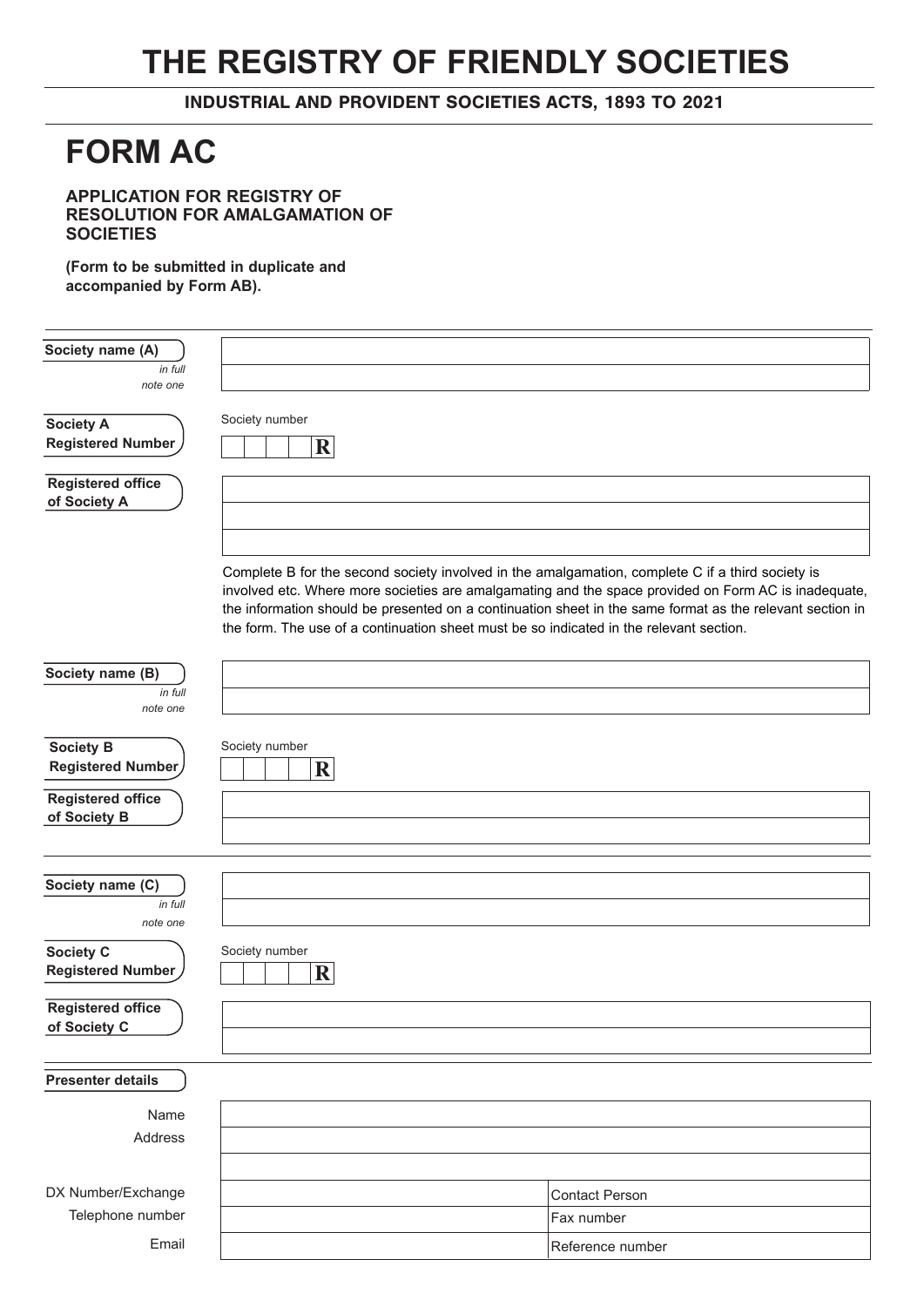# THE REGISTRY OF FRIENDLY SOCIETIES

**INDUSTRIAL AND PROVIDENT SOCIETIES ACTS, 1893 TO 2021**

# FORM AC

**APPLICATION FOR REGISTRY OF RESOLUTION FOR AMALGAMATION OF SOCIETIES**

**(Form to be submitted in duplicate and accompanied by Form AB).**

**Society name (A)**
*in full*
*note one*

**Society A Registered Number**

Society number

| | | | | R |
|---|---|---|---|---|

**Registered office of Society A**

Complete B for the second society involved in the amalgamation, complete C if a third society is involved etc. Where more societies are amalgamating and the space provided on Form AC is inadequate, the information should be presented on a continuation sheet in the same format as the relevant section in the form. The use of a continuation sheet must be so indicated in the relevant section.

**Society name (B)**
*in full*
*note one*

**Society B Registered Number**

Society number

| | | | | R |
|---|---|---|---|---|

**Registered office of Society B**

**Society name (C)**
*in full*
*note one*

**Society C Registered Number**

Society number

| | | | | R |
|---|---|---|---|---|

**Registered office of Society C**

**Presenter details**

Name

Address

| | | |
|---|---|---|
| DX Number/Exchange | | Contact Person |
| Telephone number | | Fax number |
| Email | | Reference number |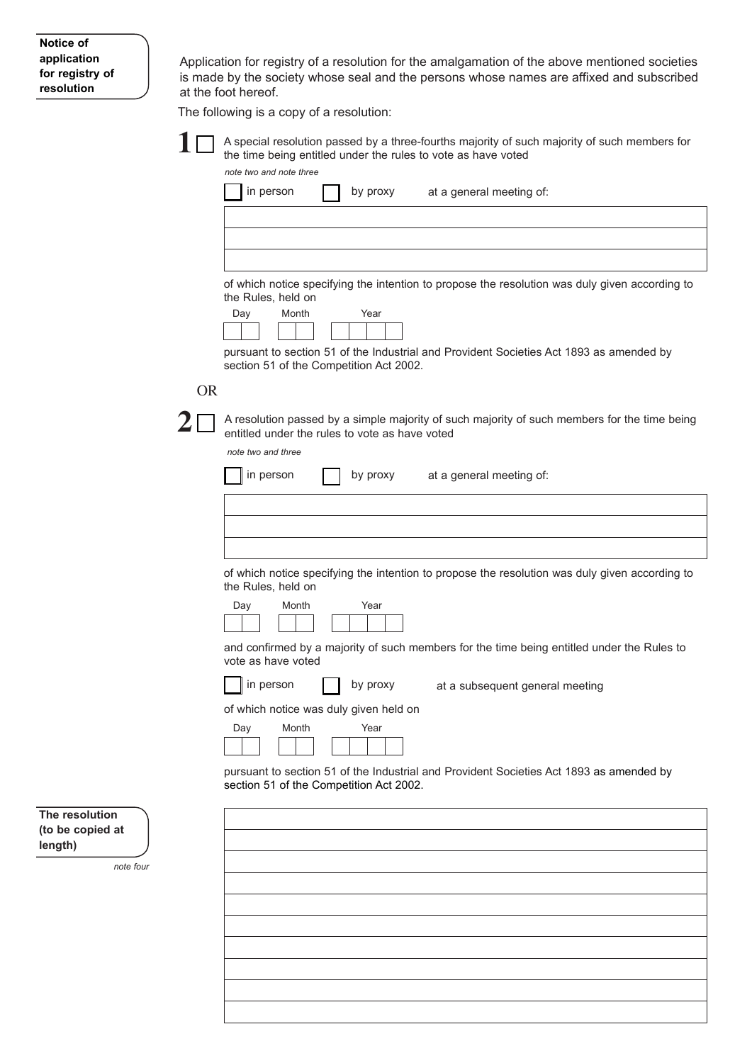**Notice of application for registry of resolution**

Application for registry of a resolution for the amalgamation of the above mentioned societies is made by the society whose seal and the persons whose names are affixed and subscribed at the foot hereof.

The following is a copy of a resolution:

**1** ☐ A special resolution passed by a three-fourths majority of such majority of such members for the time being entitled under the rules to vote as have voted

*note two and note three*

☐ in person ☐ by proxy at a general meeting of:

|  |
|---|
|  |
|  |
|  |

of which notice specifying the intention to propose the resolution was duly given according to the Rules, held on

| Day | Month | Year |
|---|---|---|
|  |  |  |

pursuant to section 51 of the Industrial and Provident Societies Act 1893 as amended by section 51 of the Competition Act 2002.

OR

**2** ☐ A resolution passed by a simple majority of such majority of such members for the time being entitled under the rules to vote as have voted

*note two and three*

☐ in person ☐ by proxy at a general meeting of:

|  |
|---|
|  |
|  |
|  |

of which notice specifying the intention to propose the resolution was duly given according to the Rules, held on

| Day | Month | Year |
|---|---|---|
|  |  |  |

and confirmed by a majority of such members for the time being entitled under the Rules to vote as have voted

☐ in person ☐ by proxy at a subsequent general meeting

of which notice was duly given held on

| Day | Month | Year |
|---|---|---|
|  |  |  |

pursuant to section 51 of the Industrial and Provident Societies Act 1893 as amended by section 51 of the Competition Act 2002.

**The resolution (to be copied at length)**

*note four*

|  |
|---|
|  |
|  |
|  |
|  |
|  |
|  |
|  |
|  |
|  |
|  |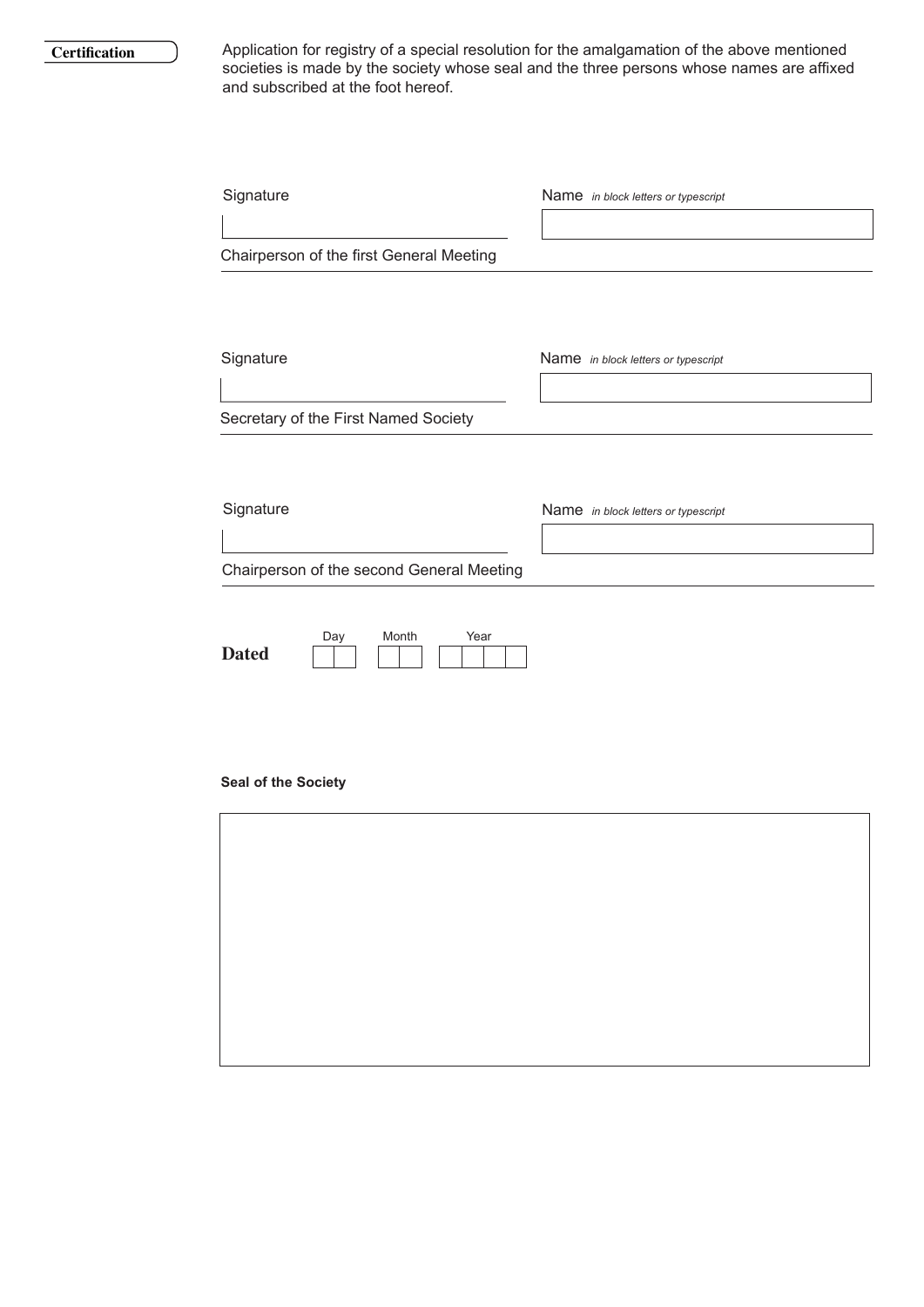**Certification**

Application for registry of a special resolution for the amalgamation of the above mentioned societies is made by the society whose seal and the three persons whose names are affixed and subscribed at the foot hereof.

Signature

Name *in block letters or typescript*

Chairperson of the first General Meeting

Signature

Name *in block letters or typescript*

Secretary of the First Named Society

Signature

Name *in block letters or typescript*

Chairperson of the second General Meeting

**Dated** Day Month Year

**Seal of the Society**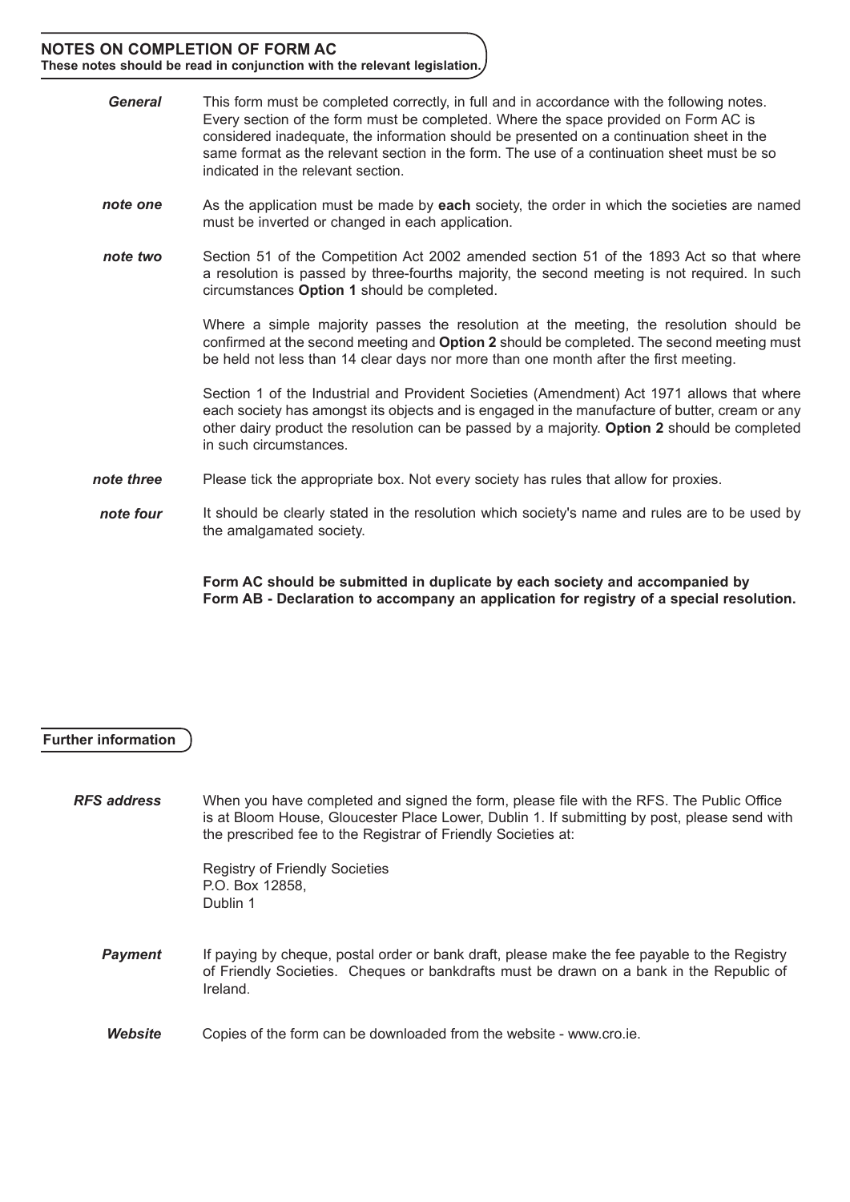## NOTES ON COMPLETION OF FORM AC

**These notes should be read in conjunction with the relevant legislation.**

***General*** This form must be completed correctly, in full and in accordance with the following notes. Every section of the form must be completed. Where the space provided on Form AC is considered inadequate, the information should be presented on a continuation sheet in the same format as the relevant section in the form. The use of a continuation sheet must be so indicated in the relevant section.

***note one*** As the application must be made by **each** society, the order in which the societies are named must be inverted or changed in each application.

***note two*** Section 51 of the Competition Act 2002 amended section 51 of the 1893 Act so that where a resolution is passed by three-fourths majority, the second meeting is not required. In such circumstances **Option 1** should be completed.

Where a simple majority passes the resolution at the meeting, the resolution should be confirmed at the second meeting and **Option 2** should be completed. The second meeting must be held not less than 14 clear days nor more than one month after the first meeting.

Section 1 of the Industrial and Provident Societies (Amendment) Act 1971 allows that where each society has amongst its objects and is engaged in the manufacture of butter, cream or any other dairy product the resolution can be passed by a majority. **Option 2** should be completed in such circumstances.

***note three*** Please tick the appropriate box. Not every society has rules that allow for proxies.

***note four*** It should be clearly stated in the resolution which society's name and rules are to be used by the amalgamated society.

**Form AC should be submitted in duplicate by each society and accompanied by Form AB - Declaration to accompany an application for registry of a special resolution.**

## Further information

***RFS address*** When you have completed and signed the form, please file with the RFS. The Public Office is at Bloom House, Gloucester Place Lower, Dublin 1. If submitting by post, please send with the prescribed fee to the Registrar of Friendly Societies at:

Registry of Friendly Societies
P.O. Box 12858,
Dublin 1

***Payment*** If paying by cheque, postal order or bank draft, please make the fee payable to the Registry of Friendly Societies. Cheques or bankdrafts must be drawn on a bank in the Republic of Ireland.

***Website*** Copies of the form can be downloaded from the website - www.cro.ie.